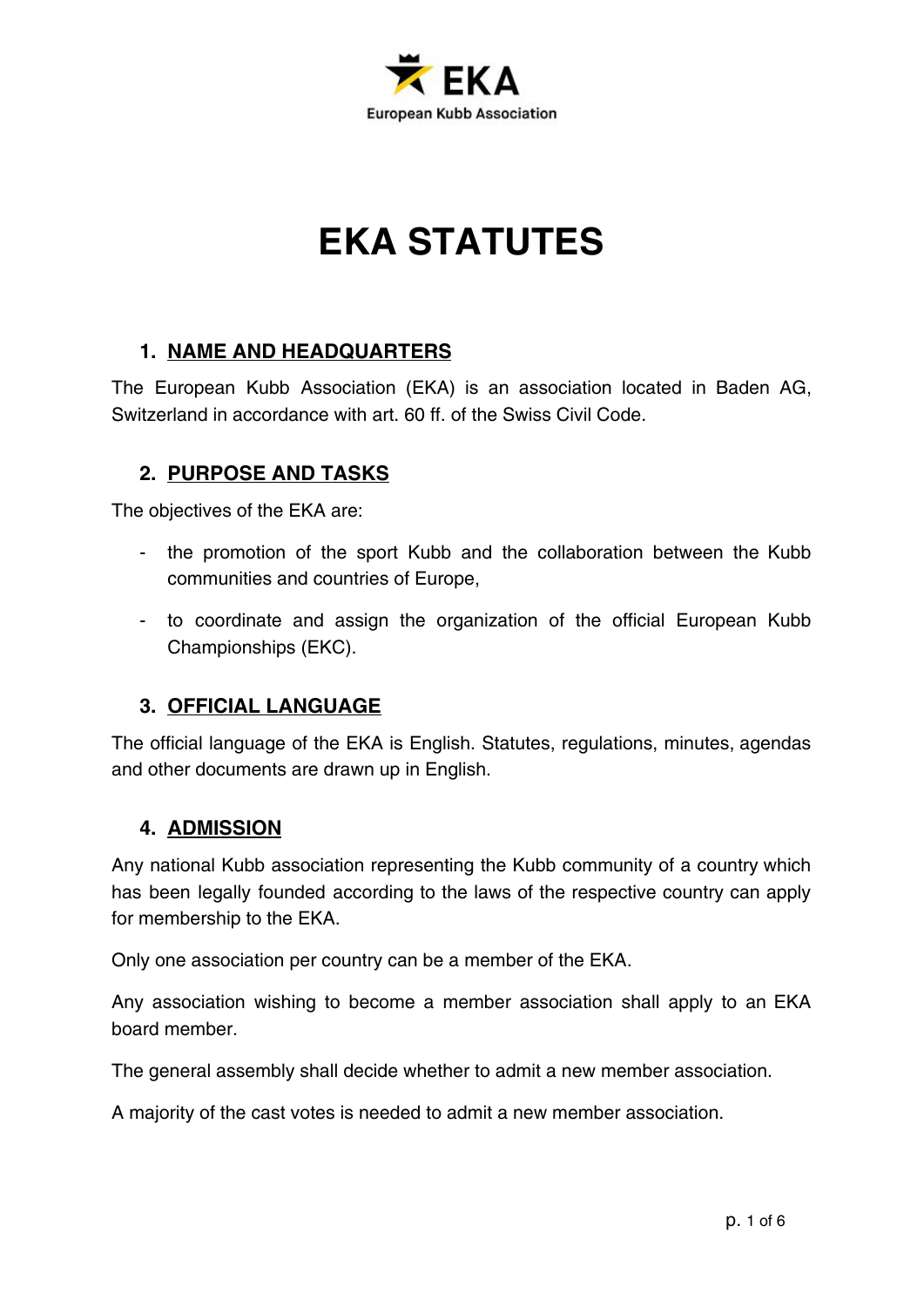EKA

European Kubb Association

# EKA STATUTES

## 1. NAME AND HEADQUARTERS

The European Kubb Association (EKA) is an association located in Baden AG, Switzerland in accordance with art. 60 ff. of the Swiss Civil Code.

## 2. PURPOSE AND TASKS

The objectives of the EKA are:

- the promotion of the sport Kubb and the collaboration between the Kubb communities and countries of Europe,
- to coordinate and assign the organization of the official European Kubb Championships (EKC).

## 3. OFFICIAL LANGUAGE

The official language of the EKA is English. Statutes, regulations, minutes, agendas and other documents are drawn up in English.

## 4. ADMISSION

Any national Kubb association representing the Kubb community of a country which has been legally founded according to the laws of the respective country can apply for membership to the EKA.

Only one association per country can be a member of the EKA.

Any association wishing to become a member association shall apply to an EKA board member.

The general assembly shall decide whether to admit a new member association.

A majority of the cast votes is needed to admit a new member association.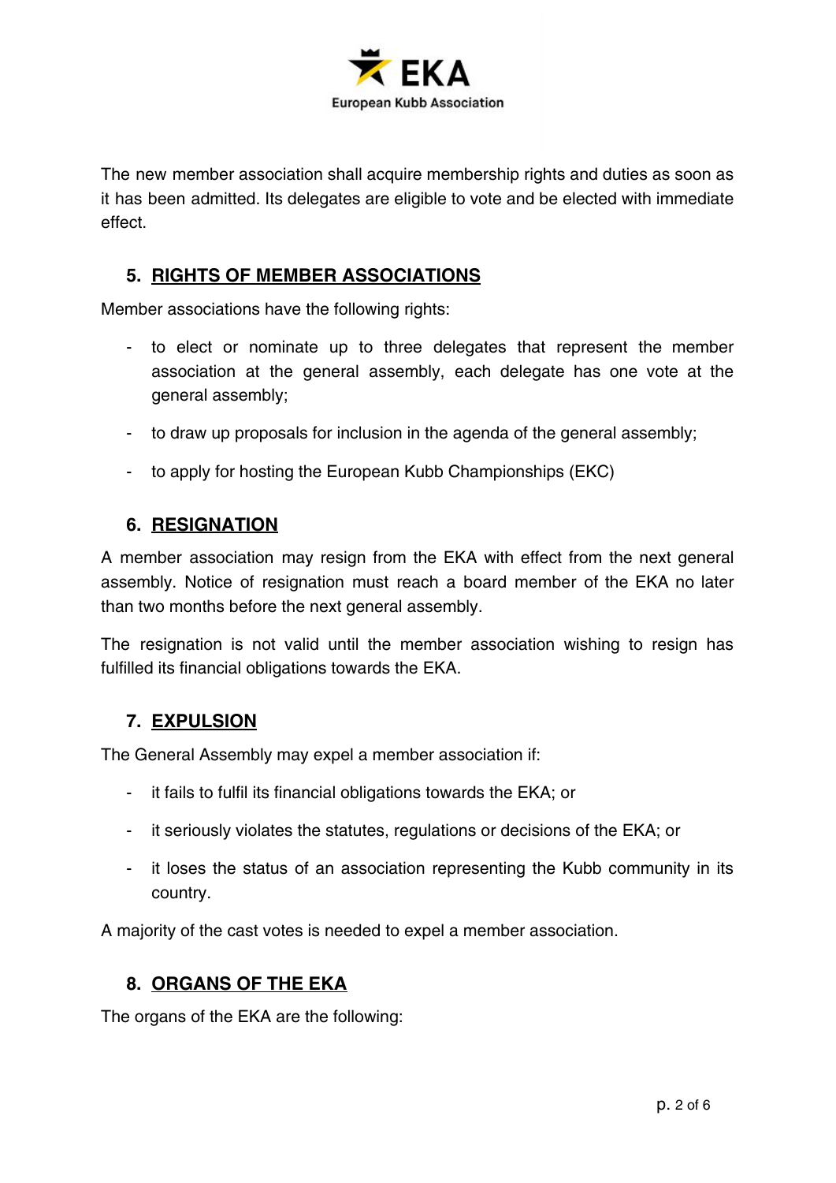The new member association shall acquire membership rights and duties as soon as it has been admitted. Its delegates are eligible to vote and be elected with immediate effect.

## 5. RIGHTS OF MEMBER ASSOCIATIONS

Member associations have the following rights:

- to elect or nominate up to three delegates that represent the member association at the general assembly, each delegate has one vote at the general assembly;
- to draw up proposals for inclusion in the agenda of the general assembly;
- to apply for hosting the European Kubb Championships (EKC)

## 6. RESIGNATION

A member association may resign from the EKA with effect from the next general assembly. Notice of resignation must reach a board member of the EKA no later than two months before the next general assembly.

The resignation is not valid until the member association wishing to resign has fulfilled its financial obligations towards the EKA.

## 7. EXPULSION

The General Assembly may expel a member association if:

- it fails to fulfil its financial obligations towards the EKA; or
- it seriously violates the statutes, regulations or decisions of the EKA; or
- it loses the status of an association representing the Kubb community in its country.

A majority of the cast votes is needed to expel a member association.

## 8. ORGANS OF THE EKA

The organs of the EKA are the following: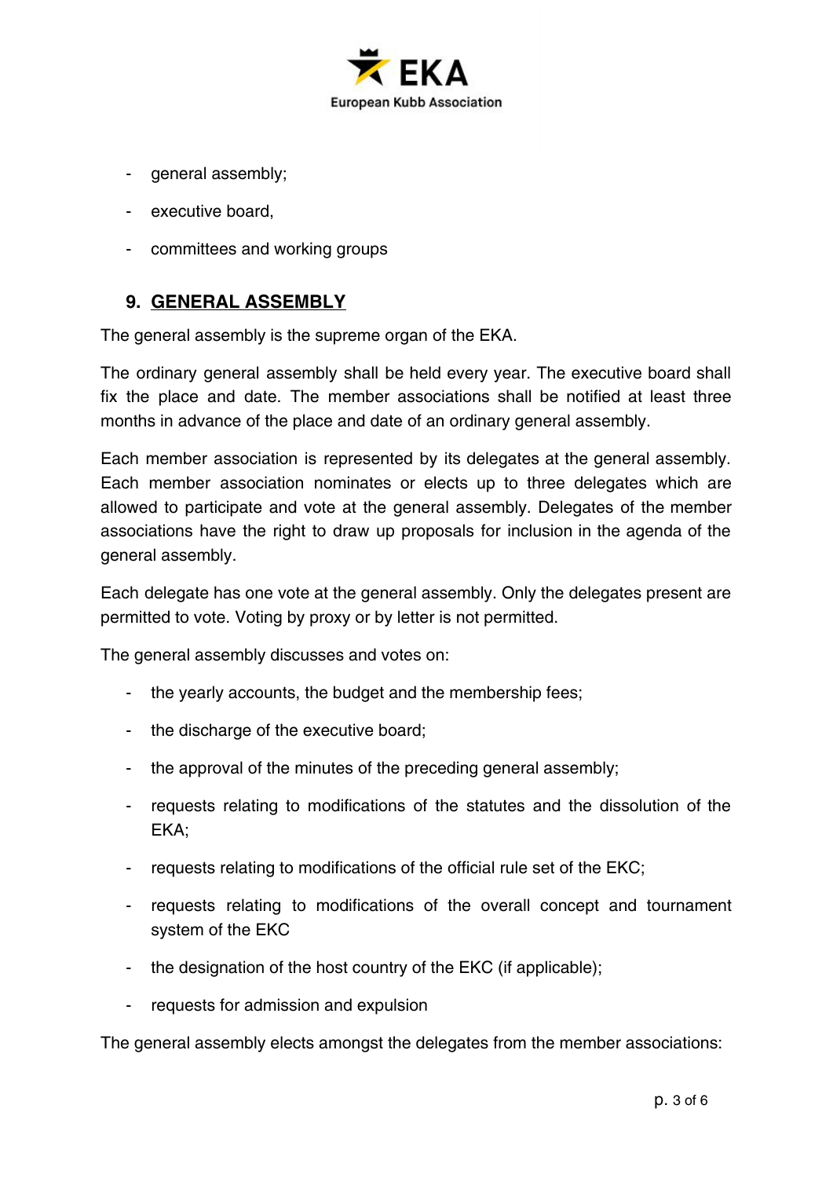- general assembly;
- executive board,
- committees and working groups

## 9. GENERAL ASSEMBLY

The general assembly is the supreme organ of the EKA.

The ordinary general assembly shall be held every year. The executive board shall fix the place and date. The member associations shall be notified at least three months in advance of the place and date of an ordinary general assembly.

Each member association is represented by its delegates at the general assembly. Each member association nominates or elects up to three delegates which are allowed to participate and vote at the general assembly. Delegates of the member associations have the right to draw up proposals for inclusion in the agenda of the general assembly.

Each delegate has one vote at the general assembly. Only the delegates present are permitted to vote. Voting by proxy or by letter is not permitted.

The general assembly discusses and votes on:

- the yearly accounts, the budget and the membership fees;
- the discharge of the executive board;
- the approval of the minutes of the preceding general assembly;
- requests relating to modifications of the statutes and the dissolution of the EKA;
- requests relating to modifications of the official rule set of the EKC;
- requests relating to modifications of the overall concept and tournament system of the EKC
- the designation of the host country of the EKC (if applicable);
- requests for admission and expulsion

The general assembly elects amongst the delegates from the member associations: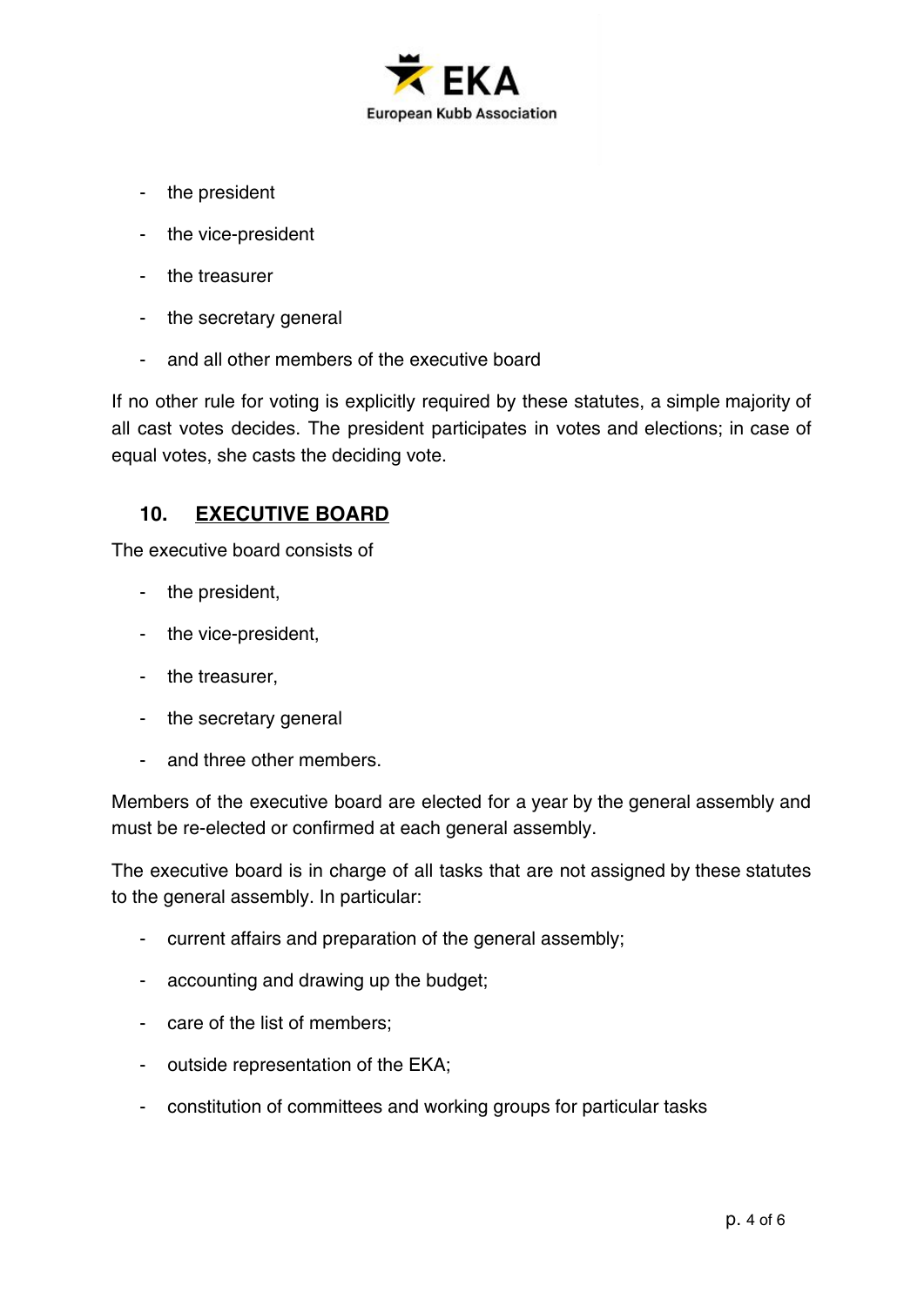- the president
- the vice-president
- the treasurer
- the secretary general
- and all other members of the executive board

If no other rule for voting is explicitly required by these statutes, a simple majority of all cast votes decides. The president participates in votes and elections; in case of equal votes, she casts the deciding vote.

## 10. EXECUTIVE BOARD

The executive board consists of

- the president,
- the vice-president,
- the treasurer,
- the secretary general
- and three other members.

Members of the executive board are elected for a year by the general assembly and must be re-elected or confirmed at each general assembly.

The executive board is in charge of all tasks that are not assigned by these statutes to the general assembly. In particular:

- current affairs and preparation of the general assembly;
- accounting and drawing up the budget;
- care of the list of members;
- outside representation of the EKA;
- constitution of committees and working groups for particular tasks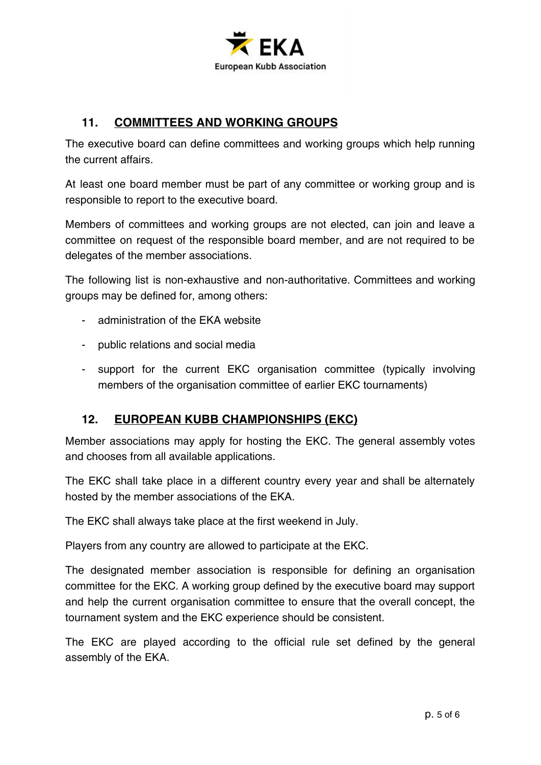## 11. COMMITTEES AND WORKING GROUPS

The executive board can define committees and working groups which help running the current affairs.

At least one board member must be part of any committee or working group and is responsible to report to the executive board.

Members of committees and working groups are not elected, can join and leave a committee on request of the responsible board member, and are not required to be delegates of the member associations.

The following list is non-exhaustive and non-authoritative. Committees and working groups may be defined for, among others:

- administration of the EKA website
- public relations and social media
- support for the current EKC organisation committee (typically involving members of the organisation committee of earlier EKC tournaments)

## 12. EUROPEAN KUBB CHAMPIONSHIPS (EKC)

Member associations may apply for hosting the EKC. The general assembly votes and chooses from all available applications.

The EKC shall take place in a different country every year and shall be alternately hosted by the member associations of the EKA.

The EKC shall always take place at the first weekend in July.

Players from any country are allowed to participate at the EKC.

The designated member association is responsible for defining an organisation committee for the EKC. A working group defined by the executive board may support and help the current organisation committee to ensure that the overall concept, the tournament system and the EKC experience should be consistent.

The EKC are played according to the official rule set defined by the general assembly of the EKA.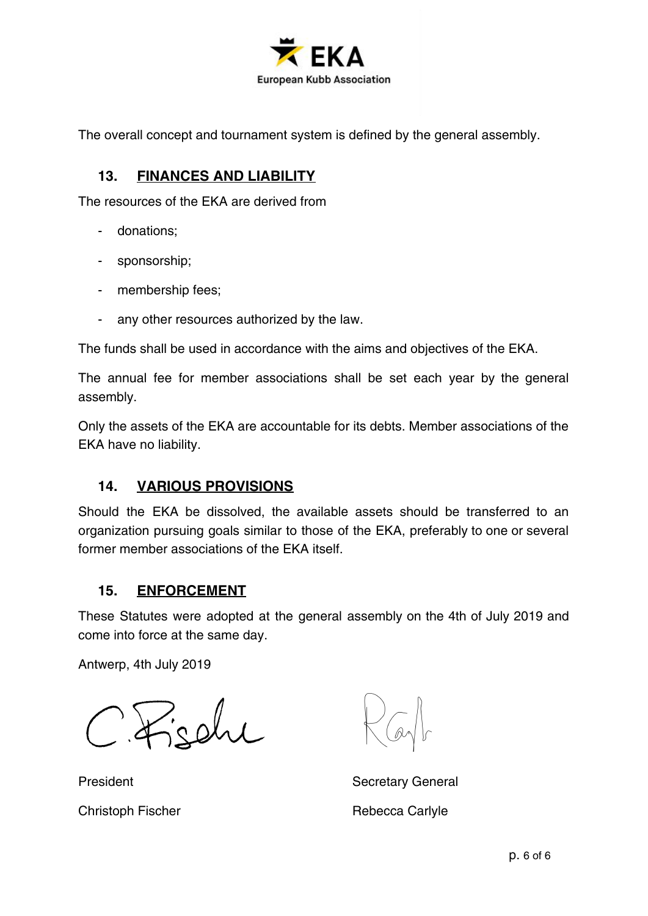The overall concept and tournament system is defined by the general assembly.

## 13. FINANCES AND LIABILITY

The resources of the EKA are derived from

- donations;
- sponsorship;
- membership fees;
- any other resources authorized by the law.

The funds shall be used in accordance with the aims and objectives of the EKA.

The annual fee for member associations shall be set each year by the general assembly.

Only the assets of the EKA are accountable for its debts. Member associations of the EKA have no liability.

## 14. VARIOUS PROVISIONS

Should the EKA be dissolved, the available assets should be transferred to an organization pursuing goals similar to those of the EKA, preferably to one or several former member associations of the EKA itself.

## 15. ENFORCEMENT

These Statutes were adopted at the general assembly on the 4th of July 2019 and come into force at the same day.

Antwerp, 4th July 2019

President

Christoph Fischer

Secretary General

Rebecca Carlyle